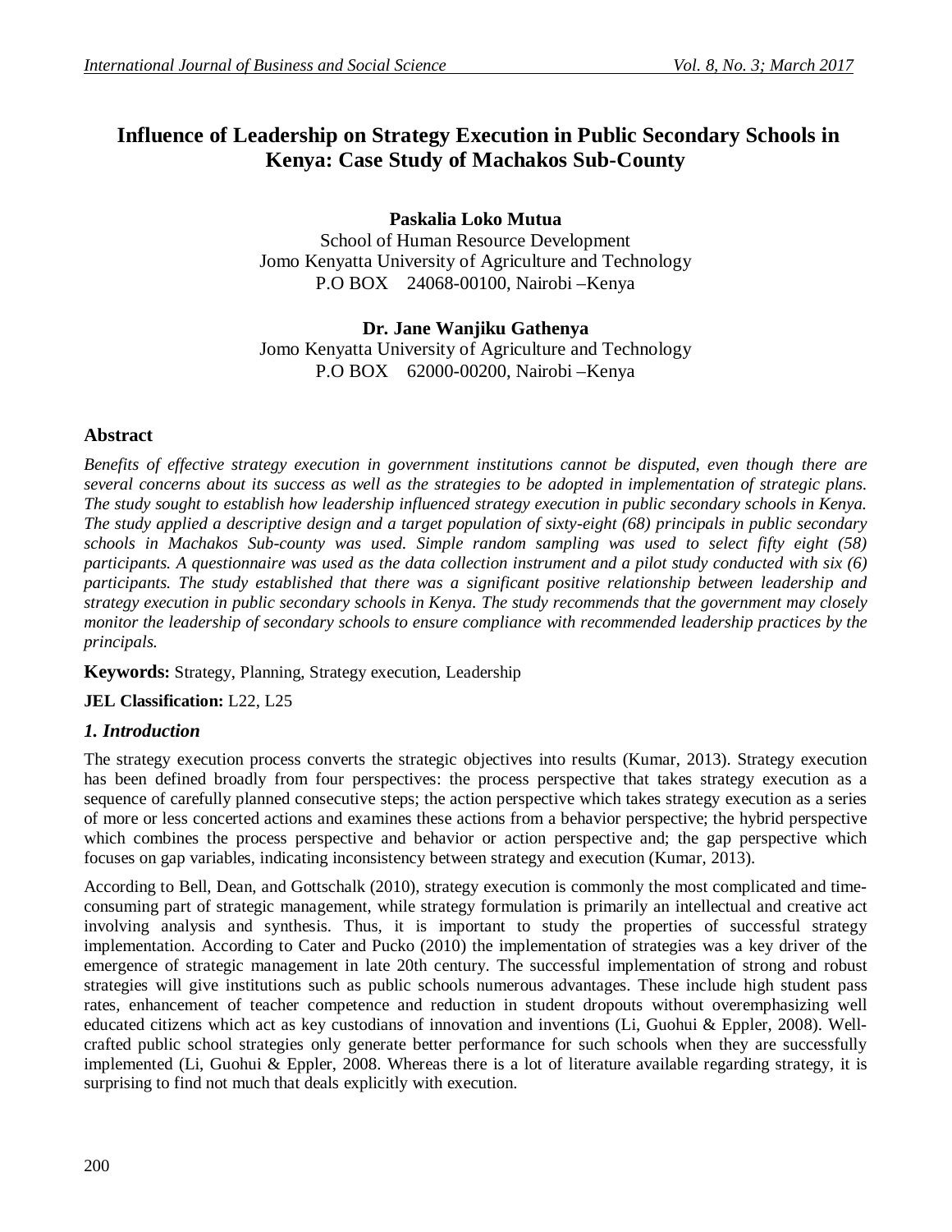# Influence of Leadership on Strategy Execution in Public Secondary Schools in Kenya: Case Study of Machakos Sub-County

**Paskalia Loko Mutua**
School of Human Resource Development
Jomo Kenyatta University of Agriculture and Technology
P.O BOX 24068-00100, Nairobi –Kenya

**Dr. Jane Wanjiku Gathenya**
Jomo Kenyatta University of Agriculture and Technology
P.O BOX 62000-00200, Nairobi –Kenya

## Abstract

*Benefits of effective strategy execution in government institutions cannot be disputed, even though there are several concerns about its success as well as the strategies to be adopted in implementation of strategic plans. The study sought to establish how leadership influenced strategy execution in public secondary schools in Kenya. The study applied a descriptive design and a target population of sixty-eight (68) principals in public secondary schools in Machakos Sub-county was used. Simple random sampling was used to select fifty eight (58) participants. A questionnaire was used as the data collection instrument and a pilot study conducted with six (6) participants. The study established that there was a significant positive relationship between leadership and strategy execution in public secondary schools in Kenya. The study recommends that the government may closely monitor the leadership of secondary schools to ensure compliance with recommended leadership practices by the principals.*

**Keywords:** Strategy, Planning, Strategy execution, Leadership

**JEL Classification:** L22, L25

## *1. Introduction*

The strategy execution process converts the strategic objectives into results (Kumar, 2013). Strategy execution has been defined broadly from four perspectives: the process perspective that takes strategy execution as a sequence of carefully planned consecutive steps; the action perspective which takes strategy execution as a series of more or less concerted actions and examines these actions from a behavior perspective; the hybrid perspective which combines the process perspective and behavior or action perspective and; the gap perspective which focuses on gap variables, indicating inconsistency between strategy and execution (Kumar, 2013).

According to Bell, Dean, and Gottschalk (2010), strategy execution is commonly the most complicated and time-consuming part of strategic management, while strategy formulation is primarily an intellectual and creative act involving analysis and synthesis. Thus, it is important to study the properties of successful strategy implementation. According to Cater and Pucko (2010) the implementation of strategies was a key driver of the emergence of strategic management in late 20th century. The successful implementation of strong and robust strategies will give institutions such as public schools numerous advantages. These include high student pass rates, enhancement of teacher competence and reduction in student dropouts without overemphasizing well educated citizens which act as key custodians of innovation and inventions (Li, Guohui & Eppler, 2008). Well-crafted public school strategies only generate better performance for such schools when they are successfully implemented (Li, Guohui & Eppler, 2008. Whereas there is a lot of literature available regarding strategy, it is surprising to find not much that deals explicitly with execution.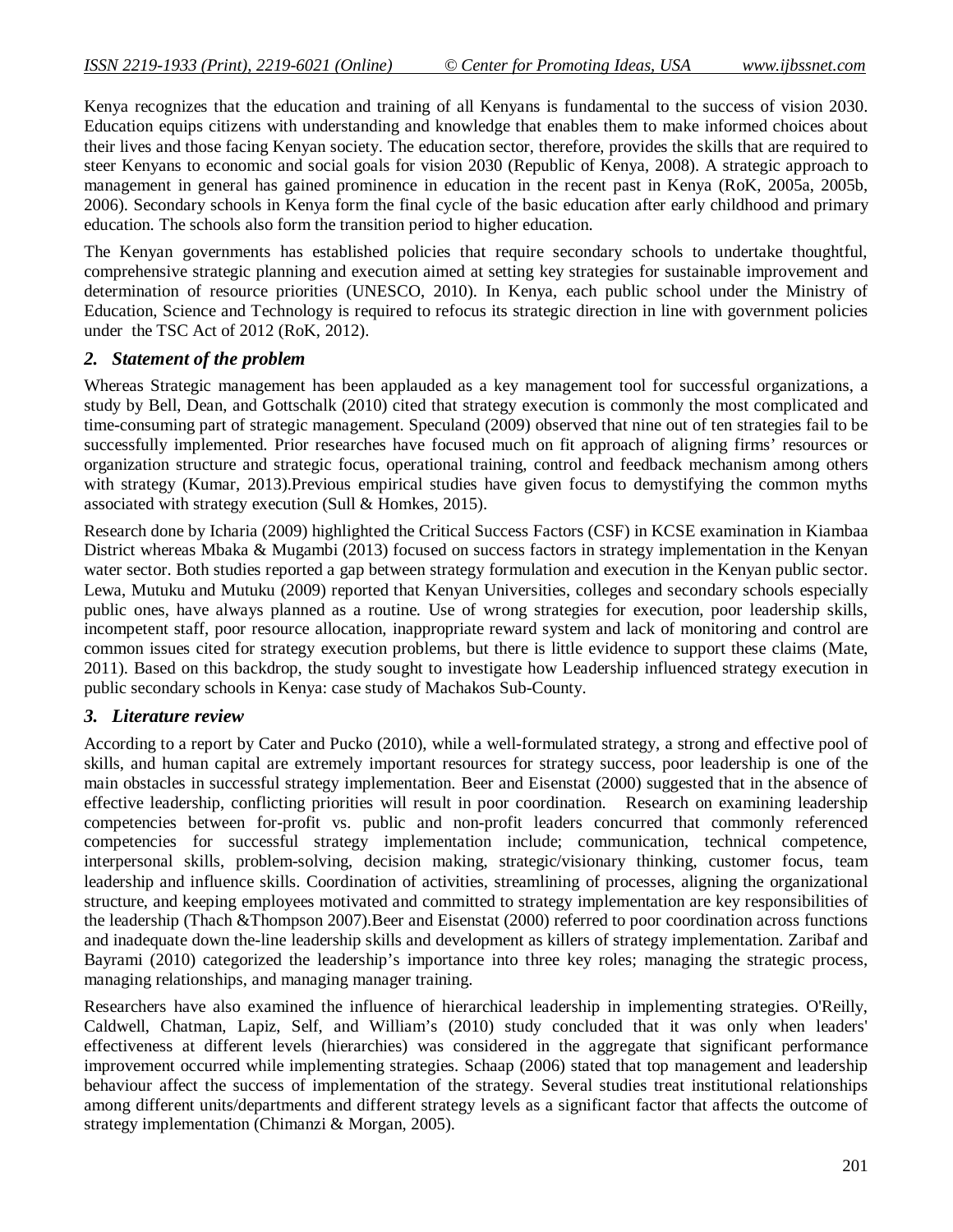Kenya recognizes that the education and training of all Kenyans is fundamental to the success of vision 2030. Education equips citizens with understanding and knowledge that enables them to make informed choices about their lives and those facing Kenyan society. The education sector, therefore, provides the skills that are required to steer Kenyans to economic and social goals for vision 2030 (Republic of Kenya, 2008). A strategic approach to management in general has gained prominence in education in the recent past in Kenya (RoK, 2005a, 2005b, 2006). Secondary schools in Kenya form the final cycle of the basic education after early childhood and primary education. The schools also form the transition period to higher education.

The Kenyan governments has established policies that require secondary schools to undertake thoughtful, comprehensive strategic planning and execution aimed at setting key strategies for sustainable improvement and determination of resource priorities (UNESCO, 2010). In Kenya, each public school under the Ministry of Education, Science and Technology is required to refocus its strategic direction in line with government policies under the TSC Act of 2012 (RoK, 2012).

## 2. Statement of the problem

Whereas Strategic management has been applauded as a key management tool for successful organizations, a study by Bell, Dean, and Gottschalk (2010) cited that strategy execution is commonly the most complicated and time-consuming part of strategic management. Speculand (2009) observed that nine out of ten strategies fail to be successfully implemented. Prior researches have focused much on fit approach of aligning firms' resources or organization structure and strategic focus, operational training, control and feedback mechanism among others with strategy (Kumar, 2013).Previous empirical studies have given focus to demystifying the common myths associated with strategy execution (Sull & Homkes, 2015).

Research done by Icharia (2009) highlighted the Critical Success Factors (CSF) in KCSE examination in Kiambaa District whereas Mbaka & Mugambi (2013) focused on success factors in strategy implementation in the Kenyan water sector. Both studies reported a gap between strategy formulation and execution in the Kenyan public sector. Lewa, Mutuku and Mutuku (2009) reported that Kenyan Universities, colleges and secondary schools especially public ones, have always planned as a routine. Use of wrong strategies for execution, poor leadership skills, incompetent staff, poor resource allocation, inappropriate reward system and lack of monitoring and control are common issues cited for strategy execution problems, but there is little evidence to support these claims (Mate, 2011). Based on this backdrop, the study sought to investigate how Leadership influenced strategy execution in public secondary schools in Kenya: case study of Machakos Sub-County.

## 3. Literature review

According to a report by Cater and Pucko (2010), while a well-formulated strategy, a strong and effective pool of skills, and human capital are extremely important resources for strategy success, poor leadership is one of the main obstacles in successful strategy implementation. Beer and Eisenstat (2000) suggested that in the absence of effective leadership, conflicting priorities will result in poor coordination. Research on examining leadership competencies between for-profit vs. public and non-profit leaders concurred that commonly referenced competencies for successful strategy implementation include; communication, technical competence, interpersonal skills, problem-solving, decision making, strategic/visionary thinking, customer focus, team leadership and influence skills. Coordination of activities, streamlining of processes, aligning the organizational structure, and keeping employees motivated and committed to strategy implementation are key responsibilities of the leadership (Thach &Thompson 2007).Beer and Eisenstat (2000) referred to poor coordination across functions and inadequate down the-line leadership skills and development as killers of strategy implementation. Zaribaf and Bayrami (2010) categorized the leadership's importance into three key roles; managing the strategic process, managing relationships, and managing manager training.

Researchers have also examined the influence of hierarchical leadership in implementing strategies. O'Reilly, Caldwell, Chatman, Lapiz, Self, and William's (2010) study concluded that it was only when leaders' effectiveness at different levels (hierarchies) was considered in the aggregate that significant performance improvement occurred while implementing strategies. Schaap (2006) stated that top management and leadership behaviour affect the success of implementation of the strategy. Several studies treat institutional relationships among different units/departments and different strategy levels as a significant factor that affects the outcome of strategy implementation (Chimanzi & Morgan, 2005).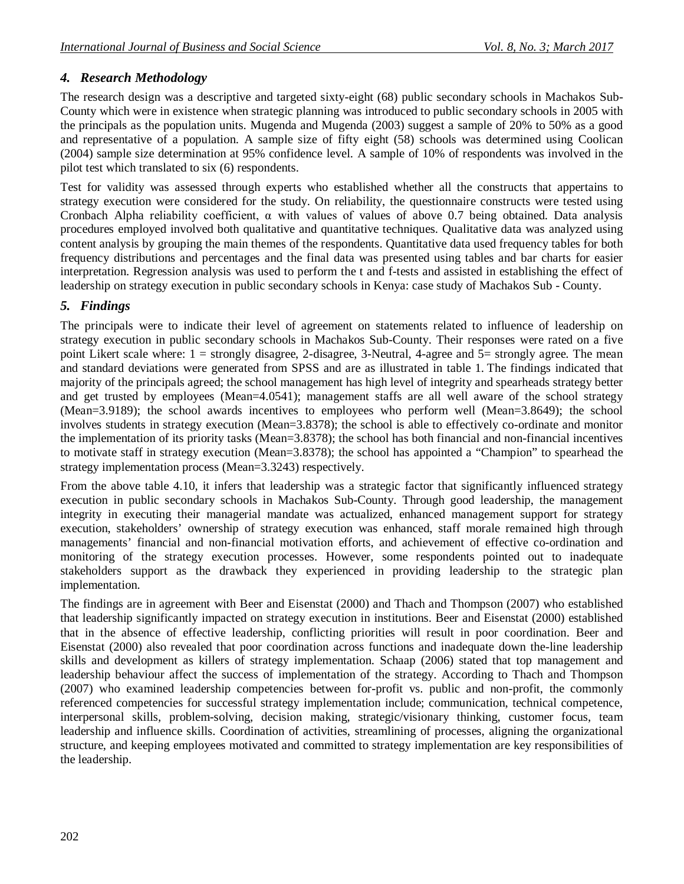### *4. Research Methodology*

The research design was a descriptive and targeted sixty-eight (68) public secondary schools in Machakos Sub-County which were in existence when strategic planning was introduced to public secondary schools in 2005 with the principals as the population units. Mugenda and Mugenda (2003) suggest a sample of 20% to 50% as a good and representative of a population. A sample size of fifty eight (58) schools was determined using Coolican (2004) sample size determination at 95% confidence level. A sample of 10% of respondents was involved in the pilot test which translated to six (6) respondents.

Test for validity was assessed through experts who established whether all the constructs that appertains to strategy execution were considered for the study. On reliability, the questionnaire constructs were tested using Cronbach Alpha reliability coefficient, α with values of values of above 0.7 being obtained. Data analysis procedures employed involved both qualitative and quantitative techniques. Qualitative data was analyzed using content analysis by grouping the main themes of the respondents. Quantitative data used frequency tables for both frequency distributions and percentages and the final data was presented using tables and bar charts for easier interpretation. Regression analysis was used to perform the t and f-tests and assisted in establishing the effect of leadership on strategy execution in public secondary schools in Kenya: case study of Machakos Sub - County.

### *5. Findings*

The principals were to indicate their level of agreement on statements related to influence of leadership on strategy execution in public secondary schools in Machakos Sub-County. Their responses were rated on a five point Likert scale where: 1 = strongly disagree, 2-disagree, 3-Neutral, 4-agree and 5= strongly agree. The mean and standard deviations were generated from SPSS and are as illustrated in table 1. The findings indicated that majority of the principals agreed; the school management has high level of integrity and spearheads strategy better and get trusted by employees (Mean=4.0541); management staffs are all well aware of the school strategy (Mean=3.9189); the school awards incentives to employees who perform well (Mean=3.8649); the school involves students in strategy execution (Mean=3.8378); the school is able to effectively co-ordinate and monitor the implementation of its priority tasks (Mean=3.8378); the school has both financial and non-financial incentives to motivate staff in strategy execution (Mean=3.8378); the school has appointed a "Champion" to spearhead the strategy implementation process (Mean=3.3243) respectively.

From the above table 4.10, it infers that leadership was a strategic factor that significantly influenced strategy execution in public secondary schools in Machakos Sub-County. Through good leadership, the management integrity in executing their managerial mandate was actualized, enhanced management support for strategy execution, stakeholders' ownership of strategy execution was enhanced, staff morale remained high through managements' financial and non-financial motivation efforts, and achievement of effective co-ordination and monitoring of the strategy execution processes. However, some respondents pointed out to inadequate stakeholders support as the drawback they experienced in providing leadership to the strategic plan implementation.

The findings are in agreement with Beer and Eisenstat (2000) and Thach and Thompson (2007) who established that leadership significantly impacted on strategy execution in institutions. Beer and Eisenstat (2000) established that in the absence of effective leadership, conflicting priorities will result in poor coordination. Beer and Eisenstat (2000) also revealed that poor coordination across functions and inadequate down the-line leadership skills and development as killers of strategy implementation. Schaap (2006) stated that top management and leadership behaviour affect the success of implementation of the strategy. According to Thach and Thompson (2007) who examined leadership competencies between for-profit vs. public and non-profit, the commonly referenced competencies for successful strategy implementation include; communication, technical competence, interpersonal skills, problem-solving, decision making, strategic/visionary thinking, customer focus, team leadership and influence skills. Coordination of activities, streamlining of processes, aligning the organizational structure, and keeping employees motivated and committed to strategy implementation are key responsibilities of the leadership.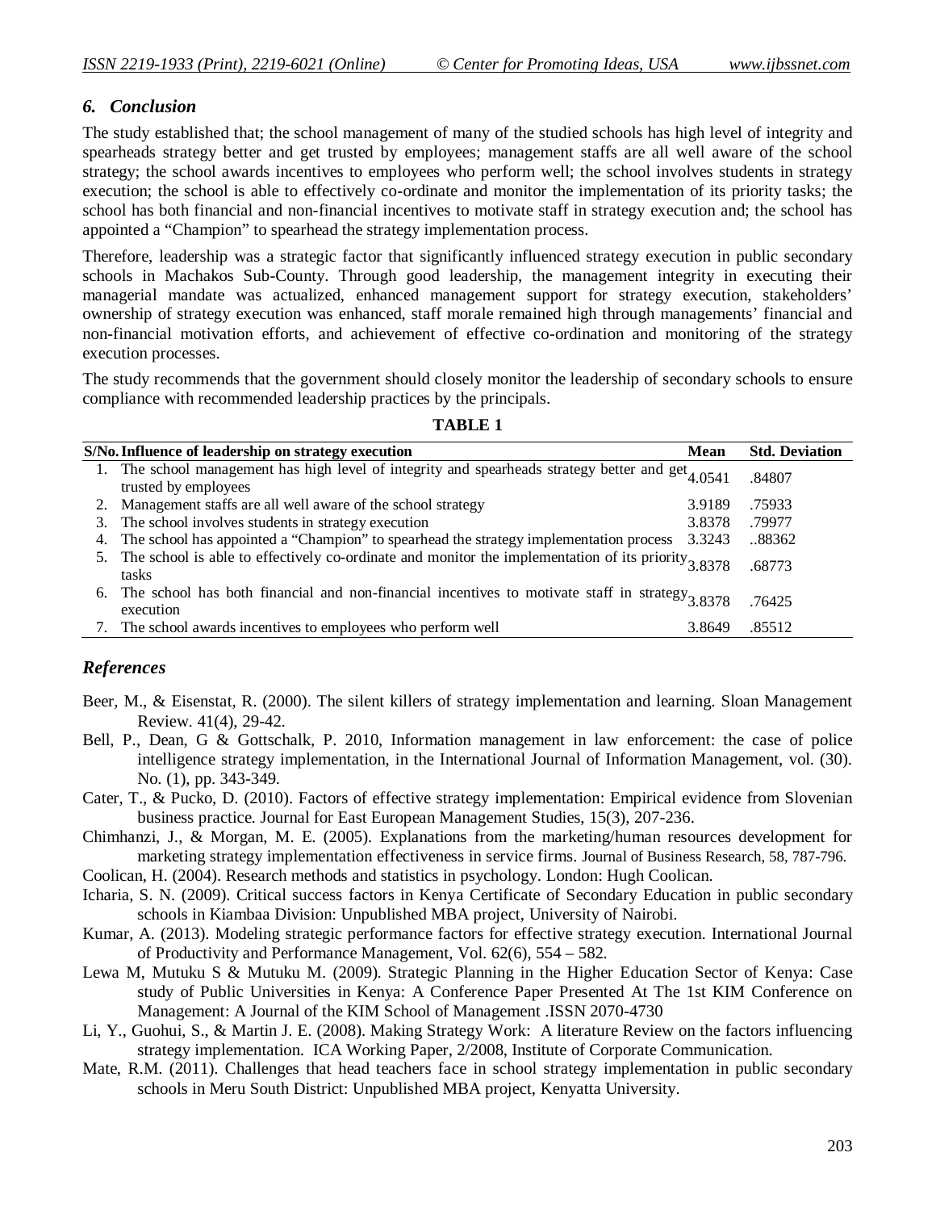## 6. Conclusion

The study established that; the school management of many of the studied schools has high level of integrity and spearheads strategy better and get trusted by employees; management staffs are all well aware of the school strategy; the school awards incentives to employees who perform well; the school involves students in strategy execution; the school is able to effectively co-ordinate and monitor the implementation of its priority tasks; the school has both financial and non-financial incentives to motivate staff in strategy execution and; the school has appointed a "Champion" to spearhead the strategy implementation process.

Therefore, leadership was a strategic factor that significantly influenced strategy execution in public secondary schools in Machakos Sub-County. Through good leadership, the management integrity in executing their managerial mandate was actualized, enhanced management support for strategy execution, stakeholders' ownership of strategy execution was enhanced, staff morale remained high through managements' financial and non-financial motivation efforts, and achievement of effective co-ordination and monitoring of the strategy execution processes.

The study recommends that the government should closely monitor the leadership of secondary schools to ensure compliance with recommended leadership practices by the principals.

**TABLE 1**

| S/No. | Influence of leadership on strategy execution | Mean | Std. Deviation |
|---|---|---|---|
| 1. | The school management has high level of integrity and spearheads strategy better and get trusted by employees | 4.0541 | .84807 |
| 2. | Management staffs are all well aware of the school strategy | 3.9189 | .75933 |
| 3. | The school involves students in strategy execution | 3.8378 | .79977 |
| 4. | The school has appointed a "Champion" to spearhead the strategy implementation process | 3.3243 | ..88362 |
| 5. | The school is able to effectively co-ordinate and monitor the implementation of its priority tasks | 3.8378 | .68773 |
| 6. | The school has both financial and non-financial incentives to motivate staff in strategy execution | 3.8378 | .76425 |
| 7. | The school awards incentives to employees who perform well | 3.8649 | .85512 |

## References

Beer, M., & Eisenstat, R. (2000). The silent killers of strategy implementation and learning. Sloan Management Review. 41(4), 29-42.

Bell, P., Dean, G & Gottschalk, P. 2010, Information management in law enforcement: the case of police intelligence strategy implementation, in the International Journal of Information Management, vol. (30). No. (1), pp. 343-349.

Cater, T., & Pucko, D. (2010). Factors of effective strategy implementation: Empirical evidence from Slovenian business practice. Journal for East European Management Studies, 15(3), 207-236.

Chimhanzi, J., & Morgan, M. E. (2005). Explanations from the marketing/human resources development for marketing strategy implementation effectiveness in service firms. Journal of Business Research, 58, 787-796.

Coolican, H. (2004). Research methods and statistics in psychology. London: Hugh Coolican.

Icharia, S. N. (2009). Critical success factors in Kenya Certificate of Secondary Education in public secondary schools in Kiambaa Division: Unpublished MBA project, University of Nairobi.

Kumar, A. (2013). Modeling strategic performance factors for effective strategy execution. International Journal of Productivity and Performance Management, Vol. 62(6), 554 – 582.

Lewa M, Mutuku S & Mutuku M. (2009). Strategic Planning in the Higher Education Sector of Kenya: Case study of Public Universities in Kenya: A Conference Paper Presented At The 1st KIM Conference on Management: A Journal of the KIM School of Management .ISSN 2070-4730

Li, Y., Guohui, S., & Martin J. E. (2008). Making Strategy Work: A literature Review on the factors influencing strategy implementation. ICA Working Paper, 2/2008, Institute of Corporate Communication.

Mate, R.M. (2011). Challenges that head teachers face in school strategy implementation in public secondary schools in Meru South District: Unpublished MBA project, Kenyatta University.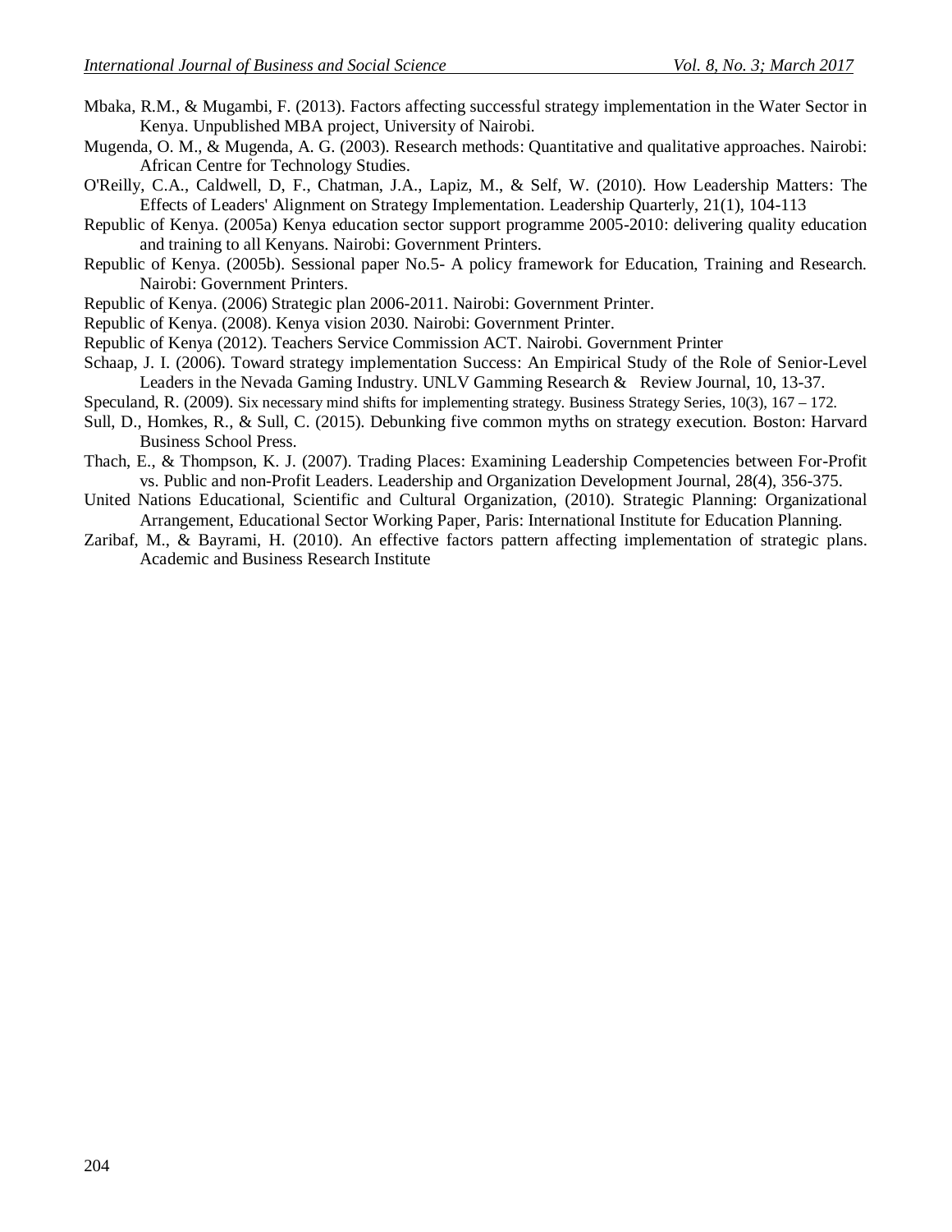Mbaka, R.M., & Mugambi, F. (2013). Factors affecting successful strategy implementation in the Water Sector in Kenya. Unpublished MBA project, University of Nairobi.

Mugenda, O. M., & Mugenda, A. G. (2003). Research methods: Quantitative and qualitative approaches. Nairobi: African Centre for Technology Studies.

O'Reilly, C.A., Caldwell, D, F., Chatman, J.A., Lapiz, M., & Self, W. (2010). How Leadership Matters: The Effects of Leaders' Alignment on Strategy Implementation. Leadership Quarterly, 21(1), 104-113

Republic of Kenya. (2005a) Kenya education sector support programme 2005-2010: delivering quality education and training to all Kenyans. Nairobi: Government Printers.

Republic of Kenya. (2005b). Sessional paper No.5- A policy framework for Education, Training and Research. Nairobi: Government Printers.

Republic of Kenya. (2006) Strategic plan 2006-2011. Nairobi: Government Printer.

Republic of Kenya. (2008). Kenya vision 2030. Nairobi: Government Printer.

Republic of Kenya (2012). Teachers Service Commission ACT. Nairobi. Government Printer

Schaap, J. I. (2006). Toward strategy implementation Success: An Empirical Study of the Role of Senior-Level Leaders in the Nevada Gaming Industry. UNLV Gamming Research & Review Journal, 10, 13-37.

Speculand, R. (2009). Six necessary mind shifts for implementing strategy. Business Strategy Series, 10(3), 167 – 172.

Sull, D., Homkes, R., & Sull, C. (2015). Debunking five common myths on strategy execution. Boston: Harvard Business School Press.

Thach, E., & Thompson, K. J. (2007). Trading Places: Examining Leadership Competencies between For-Profit vs. Public and non-Profit Leaders. Leadership and Organization Development Journal, 28(4), 356-375.

United Nations Educational, Scientific and Cultural Organization, (2010). Strategic Planning: Organizational Arrangement, Educational Sector Working Paper, Paris: International Institute for Education Planning.

Zaribaf, M., & Bayrami, H. (2010). An effective factors pattern affecting implementation of strategic plans. Academic and Business Research Institute